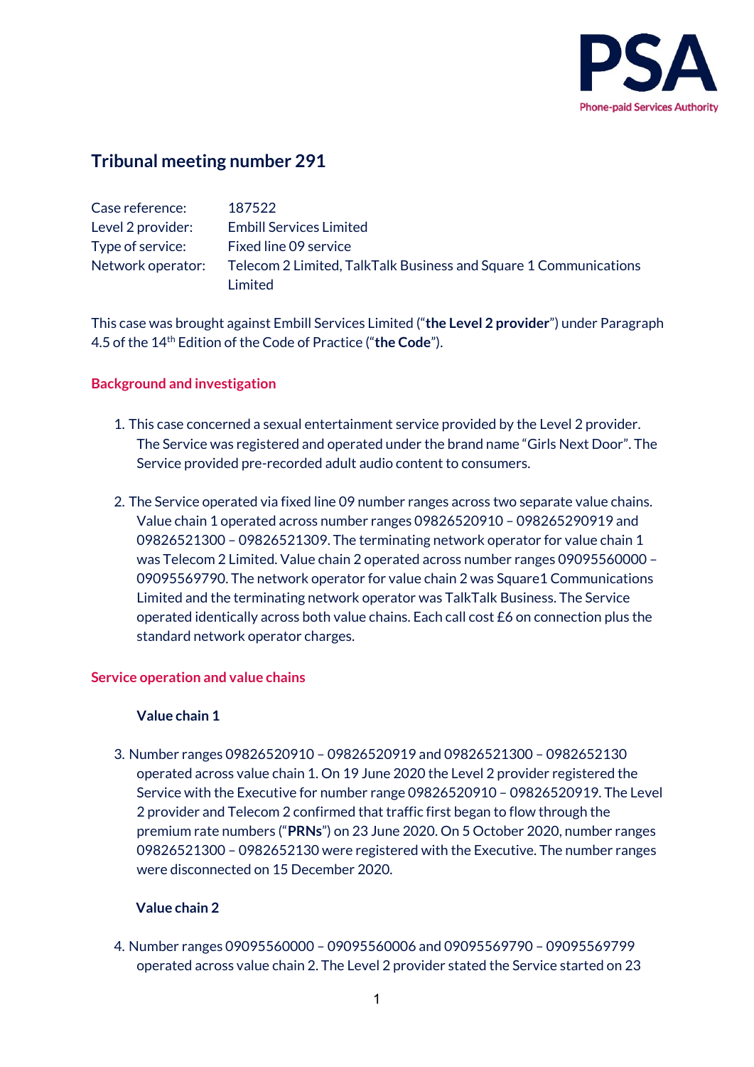# Tribunal meeting number 291

| | |
|---|---|
| Case reference: | 187522 |
| Level 2 provider: | Embill Services Limited |
| Type of service: | Fixed line 09 service |
| Network operator: | Telecom 2 Limited, TalkTalk Business and Square 1 Communications Limited |

This case was brought against Embill Services Limited ("**the Level 2 provider**") under Paragraph 4.5 of the 14th Edition of the Code of Practice ("**the Code**").

## Background and investigation

1. This case concerned a sexual entertainment service provided by the Level 2 provider. The Service was registered and operated under the brand name "Girls Next Door". The Service provided pre-recorded adult audio content to consumers.

2. The Service operated via fixed line 09 number ranges across two separate value chains. Value chain 1 operated across number ranges 09826520910 – 098265290919 and 09826521300 – 09826521309. The terminating network operator for value chain 1 was Telecom 2 Limited. Value chain 2 operated across number ranges 09095560000 – 09095569790. The network operator for value chain 2 was Square1 Communications Limited and the terminating network operator was TalkTalk Business. The Service operated identically across both value chains. Each call cost £6 on connection plus the standard network operator charges.

## Service operation and value chains

### Value chain 1

3. Number ranges 09826520910 – 09826520919 and 09826521300 – 0982652130 operated across value chain 1. On 19 June 2020 the Level 2 provider registered the Service with the Executive for number range 09826520910 – 09826520919. The Level 2 provider and Telecom 2 confirmed that traffic first began to flow through the premium rate numbers ("**PRNs**") on 23 June 2020. On 5 October 2020, number ranges 09826521300 – 0982652130 were registered with the Executive. The number ranges were disconnected on 15 December 2020.

### Value chain 2

4. Number ranges 09095560000 – 09095560006 and 09095569790 – 09095569799 operated across value chain 2. The Level 2 provider stated the Service started on 23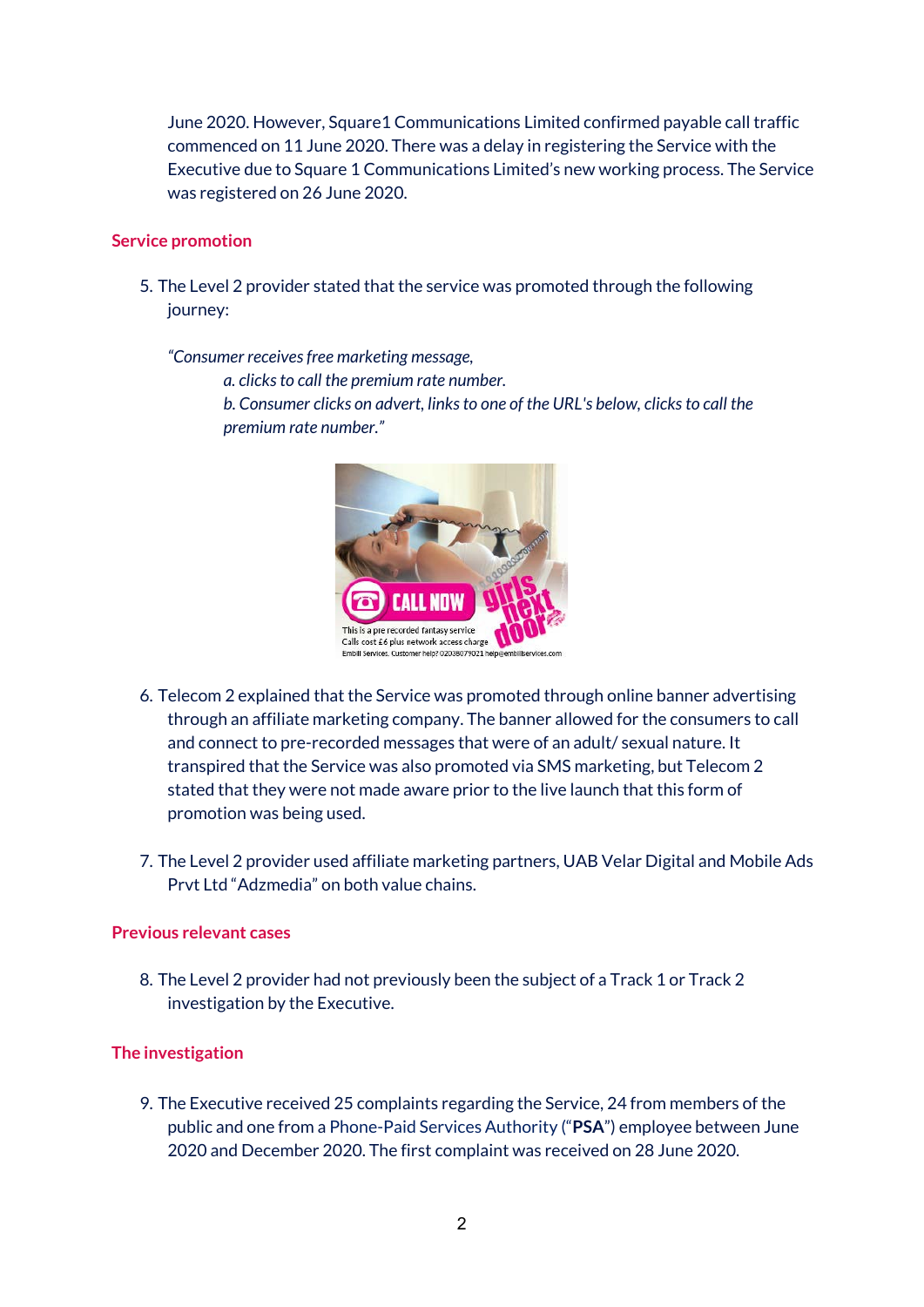June 2020. However, Square1 Communications Limited confirmed payable call traffic commenced on 11 June 2020. There was a delay in registering the Service with the Executive due to Square 1 Communications Limited's new working process. The Service was registered on 26 June 2020.

## Service promotion

5. The Level 2 provider stated that the service was promoted through the following journey:

*"Consumer receives free marketing message,*

*a. clicks to call the premium rate number.*

*b. Consumer clicks on advert, links to one of the URL's below, clicks to call the premium rate number."*

6. Telecom 2 explained that the Service was promoted through online banner advertising through an affiliate marketing company. The banner allowed for the consumers to call and connect to pre-recorded messages that were of an adult/ sexual nature. It transpired that the Service was also promoted via SMS marketing, but Telecom 2 stated that they were not made aware prior to the live launch that this form of promotion was being used.

7. The Level 2 provider used affiliate marketing partners, UAB Velar Digital and Mobile Ads Prvt Ltd "Adzmedia" on both value chains.

## Previous relevant cases

8. The Level 2 provider had not previously been the subject of a Track 1 or Track 2 investigation by the Executive.

## The investigation

9. The Executive received 25 complaints regarding the Service, 24 from members of the public and one from a Phone-Paid Services Authority ("**PSA**") employee between June 2020 and December 2020. The first complaint was received on 28 June 2020.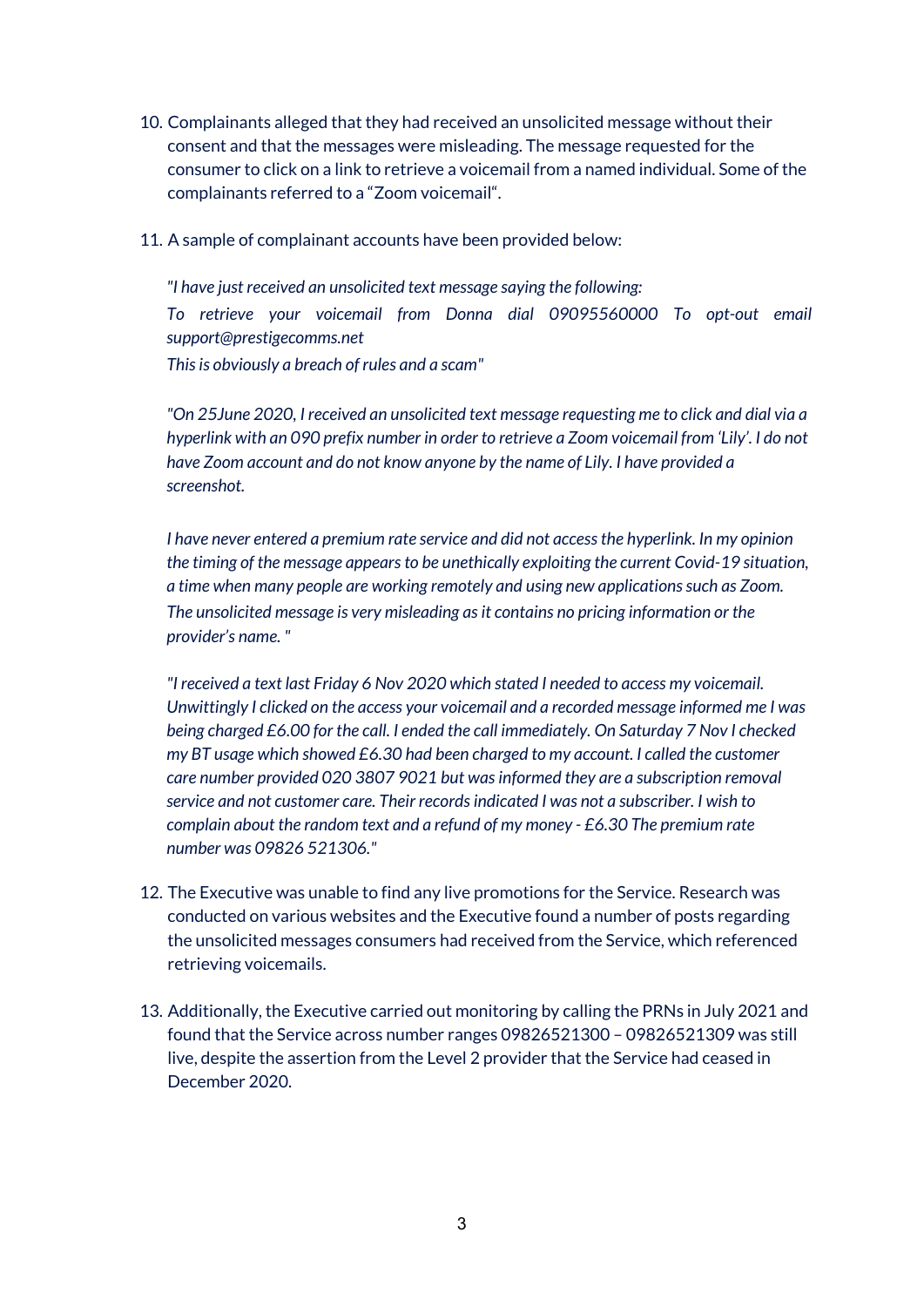10. Complainants alleged that they had received an unsolicited message without their consent and that the messages were misleading. The message requested for the consumer to click on a link to retrieve a voicemail from a named individual. Some of the complainants referred to a "Zoom voicemail".

11. A sample of complainant accounts have been provided below:

    *"I have just received an unsolicited text message saying the following:*

    *To retrieve your voicemail from Donna dial 09095560000 To opt-out email support@prestigecomms.net*

    *This is obviously a breach of rules and a scam"*

    *"On 25June 2020, I received an unsolicited text message requesting me to click and dial via a hyperlink with an 090 prefix number in order to retrieve a Zoom voicemail from 'Lily'. I do not have Zoom account and do not know anyone by the name of Lily. I have provided a screenshot.*

    *I have never entered a premium rate service and did not access the hyperlink. In my opinion the timing of the message appears to be unethically exploiting the current Covid-19 situation, a time when many people are working remotely and using new applications such as Zoom. The unsolicited message is very misleading as it contains no pricing information or the provider's name. "*

    *"I received a text last Friday 6 Nov 2020 which stated I needed to access my voicemail. Unwittingly I clicked on the access your voicemail and a recorded message informed me I was being charged £6.00 for the call. I ended the call immediately. On Saturday 7 Nov I checked my BT usage which showed £6.30 had been charged to my account. I called the customer care number provided 020 3807 9021 but was informed they are a subscription removal service and not customer care. Their records indicated I was not a subscriber. I wish to complain about the random text and a refund of my money - £6.30 The premium rate number was 09826 521306."*

12. The Executive was unable to find any live promotions for the Service. Research was conducted on various websites and the Executive found a number of posts regarding the unsolicited messages consumers had received from the Service, which referenced retrieving voicemails.

13. Additionally, the Executive carried out monitoring by calling the PRNs in July 2021 and found that the Service across number ranges 09826521300 – 09826521309 was still live, despite the assertion from the Level 2 provider that the Service had ceased in December 2020.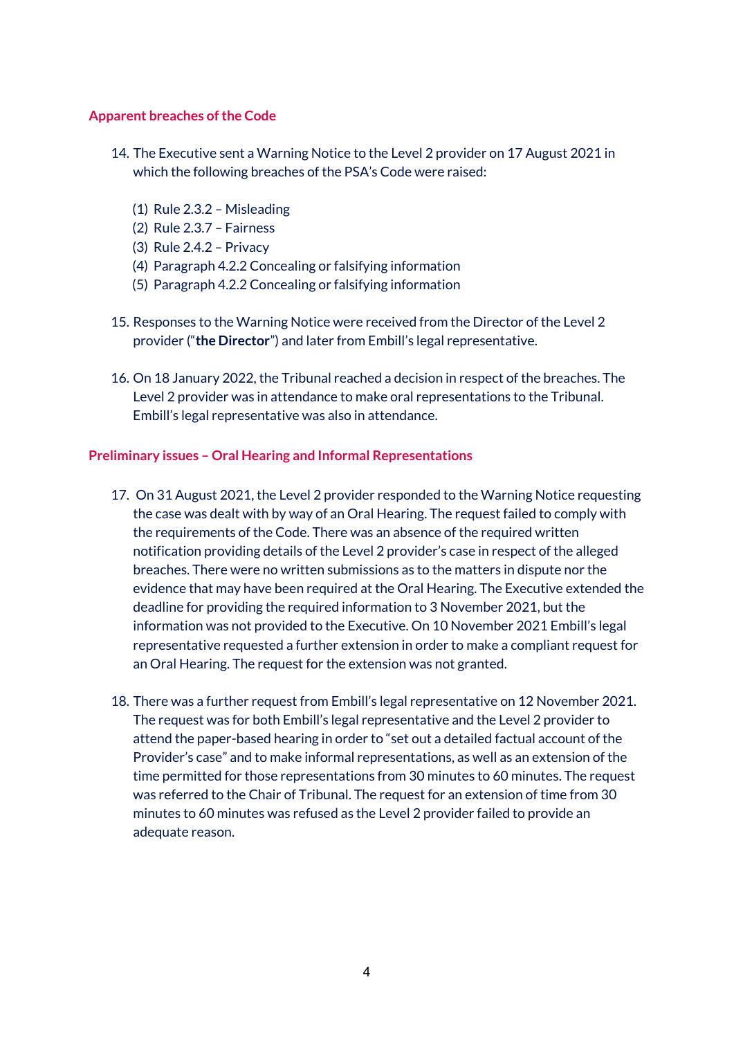## Apparent breaches of the Code

14. The Executive sent a Warning Notice to the Level 2 provider on 17 August 2021 in which the following breaches of the PSA's Code were raised:

    (1) Rule 2.3.2 – Misleading
    (2) Rule 2.3.7 – Fairness
    (3) Rule 2.4.2 – Privacy
    (4) Paragraph 4.2.2 Concealing or falsifying information
    (5) Paragraph 4.2.2 Concealing or falsifying information

15. Responses to the Warning Notice were received from the Director of the Level 2 provider ("**the Director**") and later from Embill's legal representative.

16. On 18 January 2022, the Tribunal reached a decision in respect of the breaches. The Level 2 provider was in attendance to make oral representations to the Tribunal. Embill's legal representative was also in attendance.

## Preliminary issues – Oral Hearing and Informal Representations

17. On 31 August 2021, the Level 2 provider responded to the Warning Notice requesting the case was dealt with by way of an Oral Hearing. The request failed to comply with the requirements of the Code. There was an absence of the required written notification providing details of the Level 2 provider's case in respect of the alleged breaches. There were no written submissions as to the matters in dispute nor the evidence that may have been required at the Oral Hearing. The Executive extended the deadline for providing the required information to 3 November 2021, but the information was not provided to the Executive. On 10 November 2021 Embill's legal representative requested a further extension in order to make a compliant request for an Oral Hearing. The request for the extension was not granted.

18. There was a further request from Embill's legal representative on 12 November 2021. The request was for both Embill's legal representative and the Level 2 provider to attend the paper-based hearing in order to "set out a detailed factual account of the Provider's case" and to make informal representations, as well as an extension of the time permitted for those representations from 30 minutes to 60 minutes. The request was referred to the Chair of Tribunal. The request for an extension of time from 30 minutes to 60 minutes was refused as the Level 2 provider failed to provide an adequate reason.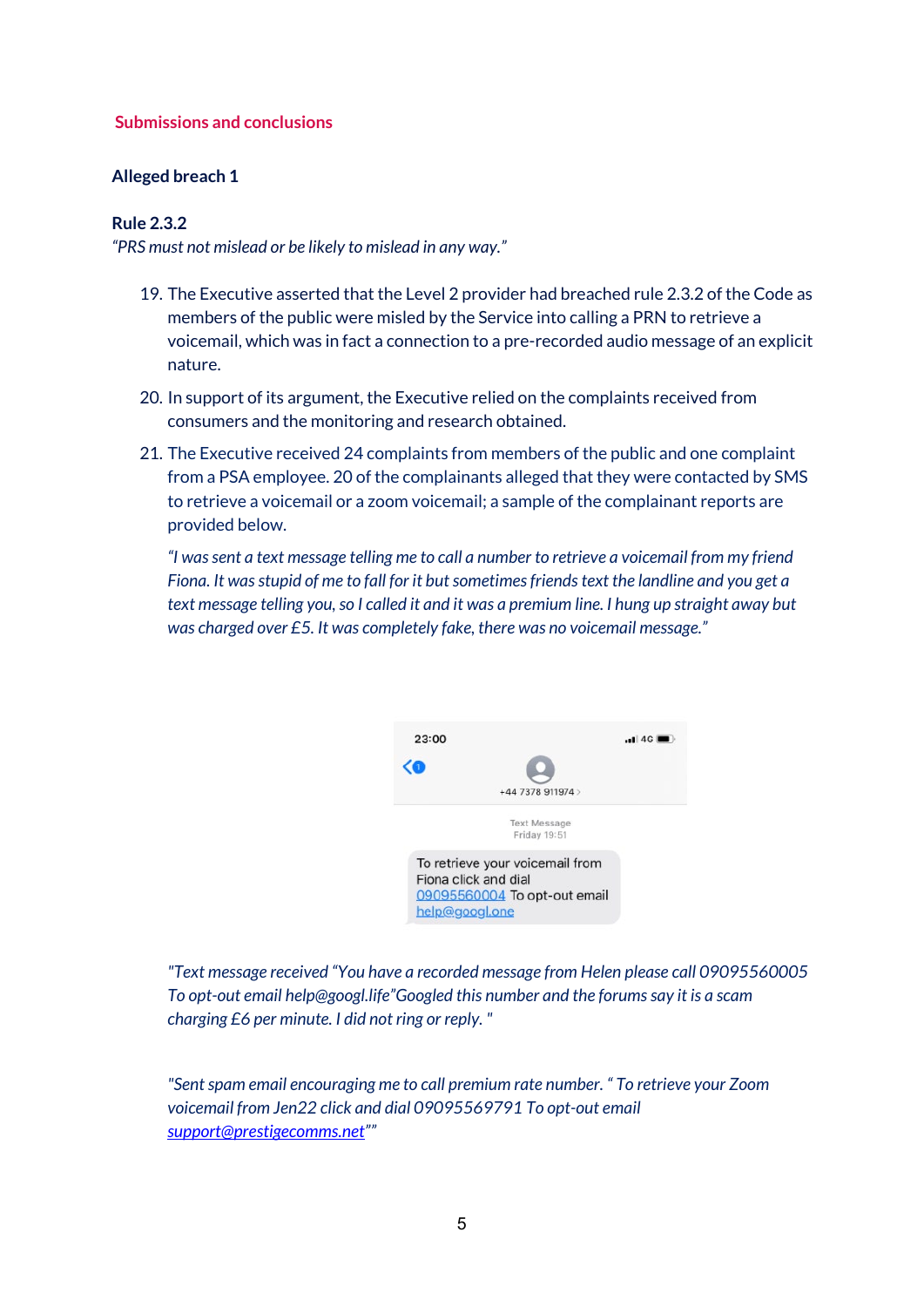## Submissions and conclusions

### Alleged breach 1

**Rule 2.3.2**

*"PRS must not mislead or be likely to mislead in any way."*

19. The Executive asserted that the Level 2 provider had breached rule 2.3.2 of the Code as members of the public were misled by the Service into calling a PRN to retrieve a voicemail, which was in fact a connection to a pre-recorded audio message of an explicit nature.

20. In support of its argument, the Executive relied on the complaints received from consumers and the monitoring and research obtained.

21. The Executive received 24 complaints from members of the public and one complaint from a PSA employee. 20 of the complainants alleged that they were contacted by SMS to retrieve a voicemail or a zoom voicemail; a sample of the complainant reports are provided below.

    *"I was sent a text message telling me to call a number to retrieve a voicemail from my friend Fiona. It was stupid of me to fall for it but sometimes friends text the landline and you get a text message telling you, so I called it and it was a premium line. I hung up straight away but was charged over £5. It was completely fake, there was no voicemail message."*

    23:00

    +44 7378 911974

    Text Message
    Friday 19:51

    To retrieve your voicemail from Fiona click and dial 09095560004 To opt-out email help@googl.one

    *"Text message received "You have a recorded message from Helen please call 09095560005 To opt-out email help@googl.life"Googled this number and the forums say it is a scam charging £6 per minute. I did not ring or reply. "*

    *"Sent spam email encouraging me to call premium rate number. " To retrieve your Zoom voicemail from Jen22 click and dial 09095569791 To opt-out email support@prestigecomms.net""*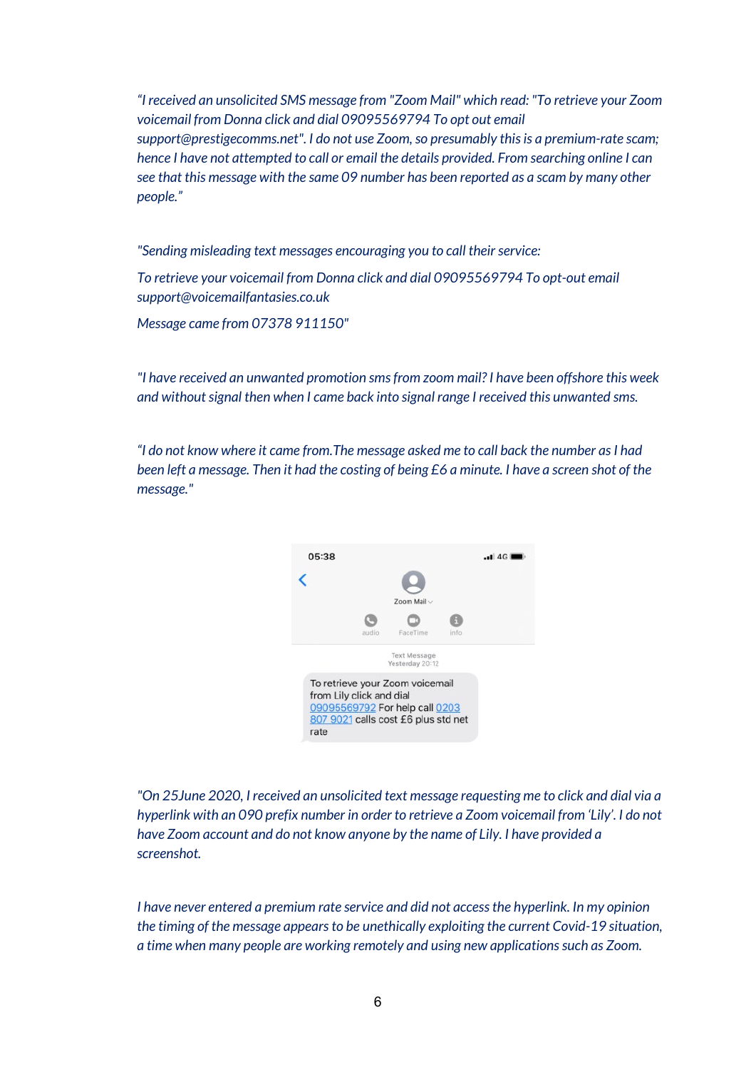*"I received an unsolicited SMS message from "Zoom Mail" which read: "To retrieve your Zoom voicemail from Donna click and dial 09095569794 To opt out email support@prestigecomms.net". I do not use Zoom, so presumably this is a premium-rate scam; hence I have not attempted to call or email the details provided. From searching online I can see that this message with the same 09 number has been reported as a scam by many other people."*

*"Sending misleading text messages encouraging you to call their service:*

*To retrieve your voicemail from Donna click and dial 09095569794 To opt-out email support@voicemailfantasies.co.uk*

*Message came from 07378 911150"*

*"I have received an unwanted promotion sms from zoom mail? I have been offshore this week and without signal then when I came back into signal range I received this unwanted sms.*

*"I do not know where it came from.The message asked me to call back the number as I had been left a message. Then it had the costing of being £6 a minute. I have a screen shot of the message."*

05:38

Zoom Mail

audio FaceTime info

Text Message
Yesterday 20:12

To retrieve your Zoom voicemail from Lily click and dial 09095569792 For help call 0203 807 9021 calls cost £6 plus std net rate

*"On 25June 2020, I received an unsolicited text message requesting me to click and dial via a hyperlink with an 090 prefix number in order to retrieve a Zoom voicemail from 'Lily'. I do not have Zoom account and do not know anyone by the name of Lily. I have provided a screenshot.*

*I have never entered a premium rate service and did not access the hyperlink. In my opinion the timing of the message appears to be unethically exploiting the current Covid-19 situation, a time when many people are working remotely and using new applications such as Zoom.*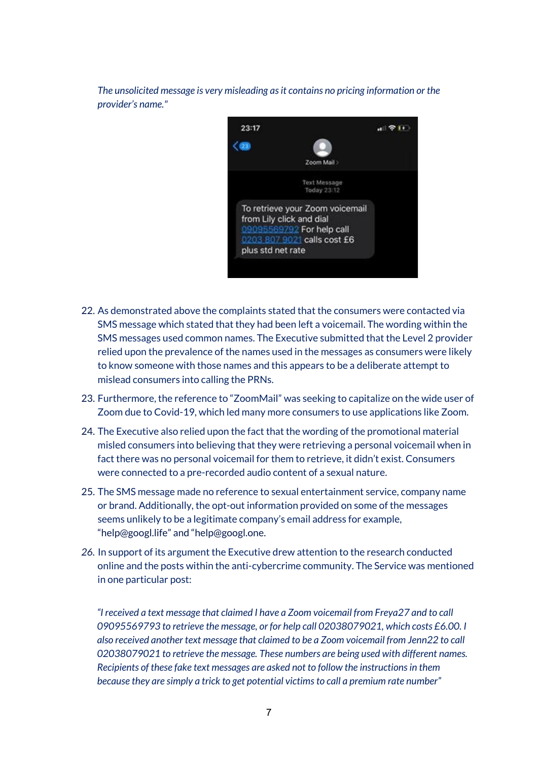*The unsolicited message is very misleading as it contains no pricing information or the provider's name."*

22. As demonstrated above the complaints stated that the consumers were contacted via SMS message which stated that they had been left a voicemail. The wording within the SMS messages used common names. The Executive submitted that the Level 2 provider relied upon the prevalence of the names used in the messages as consumers were likely to know someone with those names and this appears to be a deliberate attempt to mislead consumers into calling the PRNs.
23. Furthermore, the reference to "ZoomMail" was seeking to capitalize on the wide user of Zoom due to Covid-19, which led many more consumers to use applications like Zoom.
24. The Executive also relied upon the fact that the wording of the promotional material misled consumers into believing that they were retrieving a personal voicemail when in fact there was no personal voicemail for them to retrieve, it didn't exist. Consumers were connected to a pre-recorded audio content of a sexual nature.
25. The SMS message made no reference to sexual entertainment service, company name or brand. Additionally, the opt-out information provided on some of the messages seems unlikely to be a legitimate company's email address for example, "help@googl.life" and "help@googl.one.
26. In support of its argument the Executive drew attention to the research conducted online and the posts within the anti-cybercrime community. The Service was mentioned in one particular post:

*"I received a text message that claimed I have a Zoom voicemail from Freya27 and to call 09095569793 to retrieve the message, or for help call 02038079021, which costs £6.00. I also received another text message that claimed to be a Zoom voicemail from Jenn22 to call 02038079021 to retrieve the message. These numbers are being used with different names. Recipients of these fake text messages are asked not to follow the instructions in them because they are simply a trick to get potential victims to call a premium rate number"*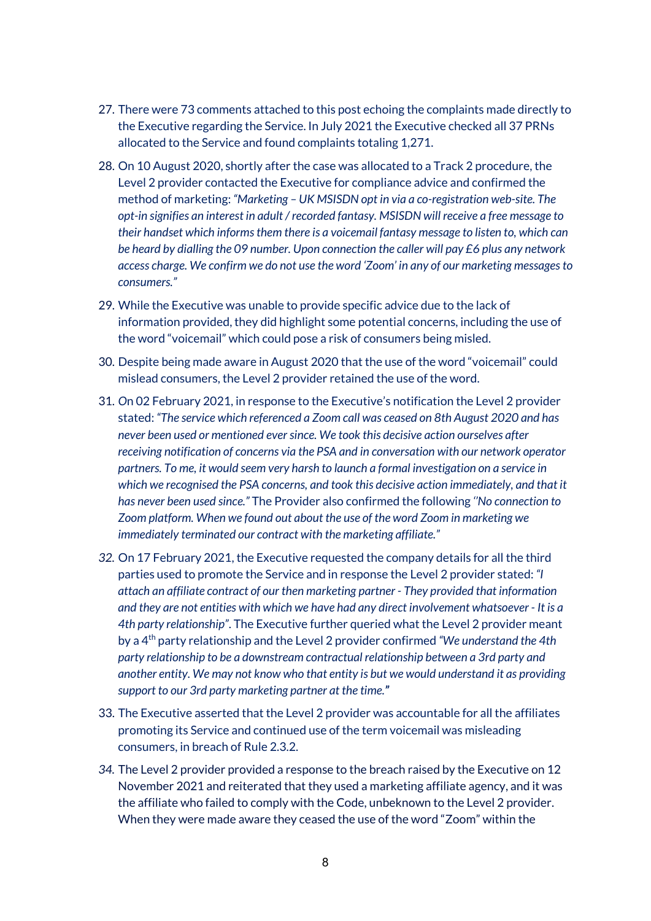27. There were 73 comments attached to this post echoing the complaints made directly to the Executive regarding the Service. In July 2021 the Executive checked all 37 PRNs allocated to the Service and found complaints totaling 1,271.

28. On 10 August 2020, shortly after the case was allocated to a Track 2 procedure, the Level 2 provider contacted the Executive for compliance advice and confirmed the method of marketing: *"Marketing – UK MSISDN opt in via a co-registration web-site. The opt-in signifies an interest in adult / recorded fantasy. MSISDN will receive a free message to their handset which informs them there is a voicemail fantasy message to listen to, which can be heard by dialling the 09 number. Upon connection the caller will pay £6 plus any network access charge. We confirm we do not use the word 'Zoom' in any of our marketing messages to consumers."*

29. While the Executive was unable to provide specific advice due to the lack of information provided, they did highlight some potential concerns, including the use of the word "voicemail" which could pose a risk of consumers being misled.

30. Despite being made aware in August 2020 that the use of the word "voicemail" could mislead consumers, the Level 2 provider retained the use of the word.

31. *O*n 02 February 2021, in response to the Executive's notification the Level 2 provider stated: *"The service which referenced a Zoom call was ceased on 8th August 2020 and has never been used or mentioned ever since. We took this decisive action ourselves after receiving notification of concerns via the PSA and in conversation with our network operator partners. To me, it would seem very harsh to launch a formal investigation on a service in which we recognised the PSA concerns, and took this decisive action immediately, and that it has never been used since."* The Provider also confirmed the following *"No connection to Zoom platform. When we found out about the use of the word Zoom in marketing we immediately terminated our contract with the marketing affiliate."*

32. On 17 February 2021, the Executive requested the company details for all the third parties used to promote the Service and in response the Level 2 provider stated: *"I attach an affiliate contract of our then marketing partner - They provided that information and they are not entities with which we have had any direct involvement whatsoever - It is a 4th party relationship"*. The Executive further queried what the Level 2 provider meant by a 4th party relationship and the Level 2 provider confirmed *"We understand the 4th party relationship to be a downstream contractual relationship between a 3rd party and another entity. We may not know who that entity is but we would understand it as providing support to our 3rd party marketing partner at the time."*

33. The Executive asserted that the Level 2 provider was accountable for all the affiliates promoting its Service and continued use of the term voicemail was misleading consumers, in breach of Rule 2.3.2.

34. The Level 2 provider provided a response to the breach raised by the Executive on 12 November 2021 and reiterated that they used a marketing affiliate agency, and it was the affiliate who failed to comply with the Code, unbeknown to the Level 2 provider. When they were made aware they ceased the use of the word "Zoom" within the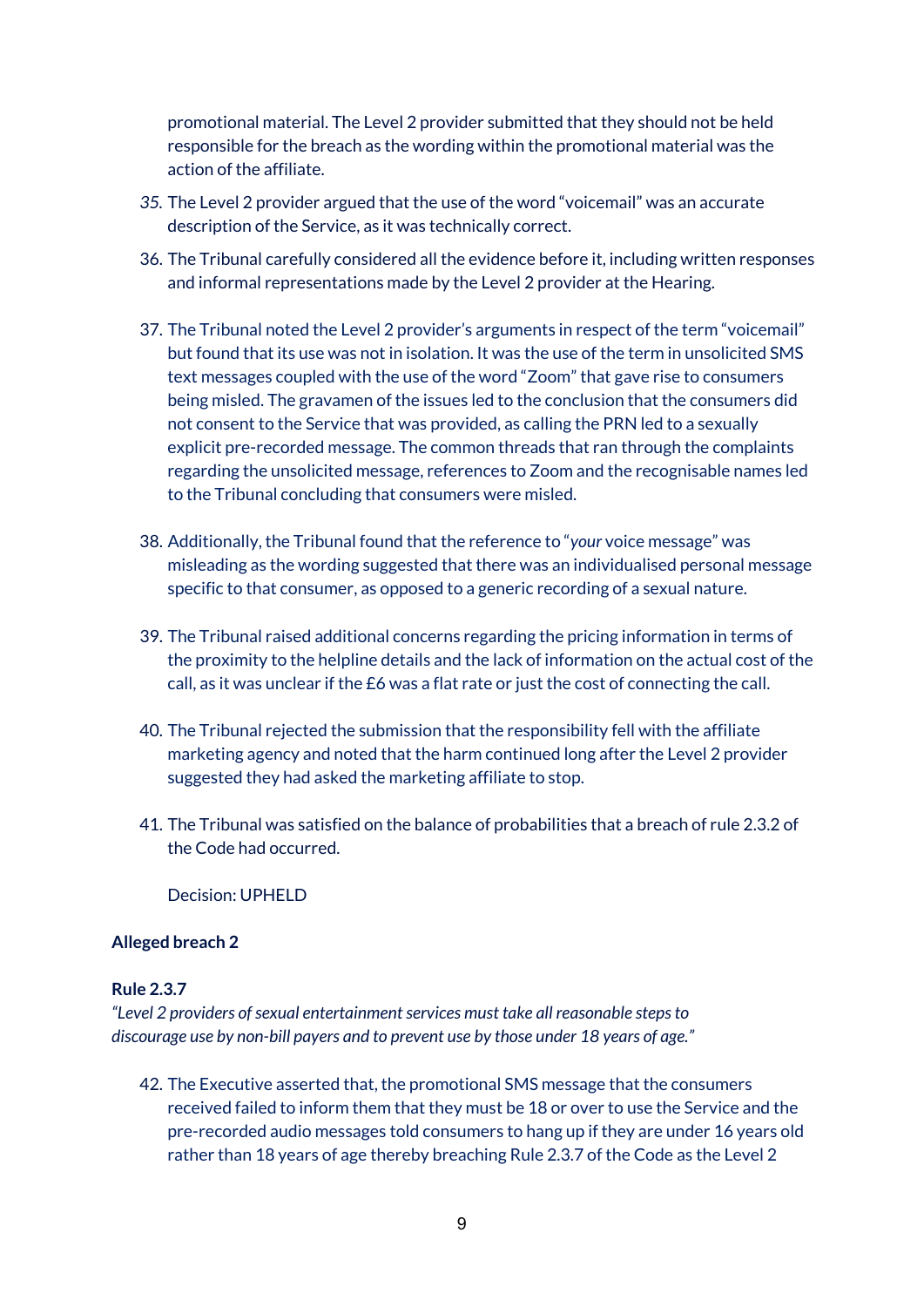promotional material. The Level 2 provider submitted that they should not be held responsible for the breach as the wording within the promotional material was the action of the affiliate.

35. The Level 2 provider argued that the use of the word "voicemail" was an accurate description of the Service, as it was technically correct.

36. The Tribunal carefully considered all the evidence before it, including written responses and informal representations made by the Level 2 provider at the Hearing.

37. The Tribunal noted the Level 2 provider's arguments in respect of the term "voicemail" but found that its use was not in isolation. It was the use of the term in unsolicited SMS text messages coupled with the use of the word "Zoom" that gave rise to consumers being misled. The gravamen of the issues led to the conclusion that the consumers did not consent to the Service that was provided, as calling the PRN led to a sexually explicit pre-recorded message. The common threads that ran through the complaints regarding the unsolicited message, references to Zoom and the recognisable names led to the Tribunal concluding that consumers were misled.

38. Additionally, the Tribunal found that the reference to "*your* voice message" was misleading as the wording suggested that there was an individualised personal message specific to that consumer, as opposed to a generic recording of a sexual nature.

39. The Tribunal raised additional concerns regarding the pricing information in terms of the proximity to the helpline details and the lack of information on the actual cost of the call, as it was unclear if the £6 was a flat rate or just the cost of connecting the call.

40. The Tribunal rejected the submission that the responsibility fell with the affiliate marketing agency and noted that the harm continued long after the Level 2 provider suggested they had asked the marketing affiliate to stop.

41. The Tribunal was satisfied on the balance of probabilities that a breach of rule 2.3.2 of the Code had occurred.

    Decision: UPHELD

**Alleged breach 2**

**Rule 2.3.7**
*"Level 2 providers of sexual entertainment services must take all reasonable steps to discourage use by non-bill payers and to prevent use by those under 18 years of age."*

42. The Executive asserted that, the promotional SMS message that the consumers received failed to inform them that they must be 18 or over to use the Service and the pre-recorded audio messages told consumers to hang up if they are under 16 years old rather than 18 years of age thereby breaching Rule 2.3.7 of the Code as the Level 2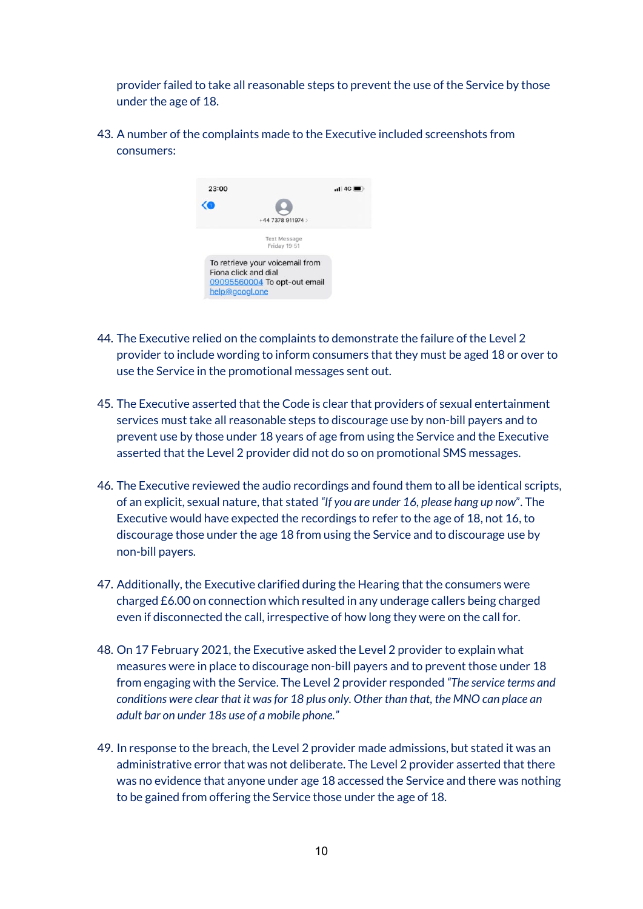provider failed to take all reasonable steps to prevent the use of the Service by those under the age of 18.

43. A number of the complaints made to the Executive included screenshots from consumers:

> 23:00
>
> +44 7378 911974
>
> Text Message
> Friday 19:51
>
> To retrieve your voicemail from Fiona click and dial 09095560004 To opt-out email help@googl.one

44. The Executive relied on the complaints to demonstrate the failure of the Level 2 provider to include wording to inform consumers that they must be aged 18 or over to use the Service in the promotional messages sent out.

45. The Executive asserted that the Code is clear that providers of sexual entertainment services must take all reasonable steps to discourage use by non-bill payers and to prevent use by those under 18 years of age from using the Service and the Executive asserted that the Level 2 provider did not do so on promotional SMS messages.

46. The Executive reviewed the audio recordings and found them to all be identical scripts, of an explicit, sexual nature, that stated *"If you are under 16, please hang up now"*. The Executive would have expected the recordings to refer to the age of 18, not 16, to discourage those under the age 18 from using the Service and to discourage use by non-bill payers.

47. Additionally, the Executive clarified during the Hearing that the consumers were charged £6.00 on connection which resulted in any underage callers being charged even if disconnected the call, irrespective of how long they were on the call for.

48. On 17 February 2021, the Executive asked the Level 2 provider to explain what measures were in place to discourage non-bill payers and to prevent those under 18 from engaging with the Service. The Level 2 provider responded *"The service terms and conditions were clear that it was for 18 plus only. Other than that, the MNO can place an adult bar on under 18s use of a mobile phone."*

49. In response to the breach, the Level 2 provider made admissions, but stated it was an administrative error that was not deliberate. The Level 2 provider asserted that there was no evidence that anyone under age 18 accessed the Service and there was nothing to be gained from offering the Service those under the age of 18.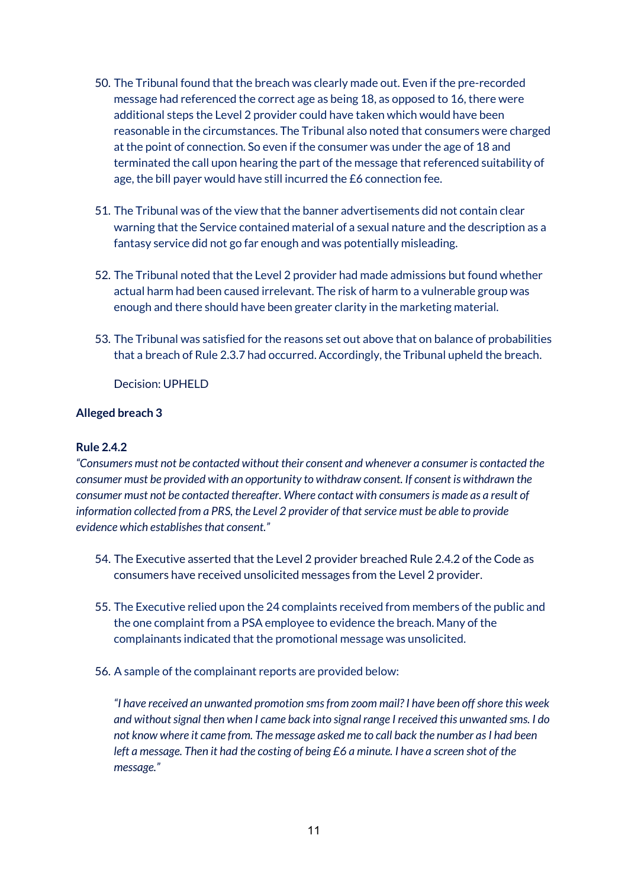50. The Tribunal found that the breach was clearly made out. Even if the pre-recorded message had referenced the correct age as being 18, as opposed to 16, there were additional steps the Level 2 provider could have taken which would have been reasonable in the circumstances. The Tribunal also noted that consumers were charged at the point of connection. So even if the consumer was under the age of 18 and terminated the call upon hearing the part of the message that referenced suitability of age, the bill payer would have still incurred the £6 connection fee.

51. The Tribunal was of the view that the banner advertisements did not contain clear warning that the Service contained material of a sexual nature and the description as a fantasy service did not go far enough and was potentially misleading.

52. The Tribunal noted that the Level 2 provider had made admissions but found whether actual harm had been caused irrelevant. The risk of harm to a vulnerable group was enough and there should have been greater clarity in the marketing material.

53. The Tribunal was satisfied for the reasons set out above that on balance of probabilities that a breach of Rule 2.3.7 had occurred. Accordingly, the Tribunal upheld the breach.

    Decision: UPHELD

**Alleged breach 3**

**Rule 2.4.2**
*"Consumers must not be contacted without their consent and whenever a consumer is contacted the consumer must be provided with an opportunity to withdraw consent. If consent is withdrawn the consumer must not be contacted thereafter. Where contact with consumers is made as a result of information collected from a PRS, the Level 2 provider of that service must be able to provide evidence which establishes that consent."*

54. The Executive asserted that the Level 2 provider breached Rule 2.4.2 of the Code as consumers have received unsolicited messages from the Level 2 provider.

55. The Executive relied upon the 24 complaints received from members of the public and the one complaint from a PSA employee to evidence the breach. Many of the complainants indicated that the promotional message was unsolicited.

56. A sample of the complainant reports are provided below:

    *"I have received an unwanted promotion sms from zoom mail? I have been off shore this week and without signal then when I came back into signal range I received this unwanted sms. I do not know where it came from. The message asked me to call back the number as I had been left a message. Then it had the costing of being £6 a minute. I have a screen shot of the message."*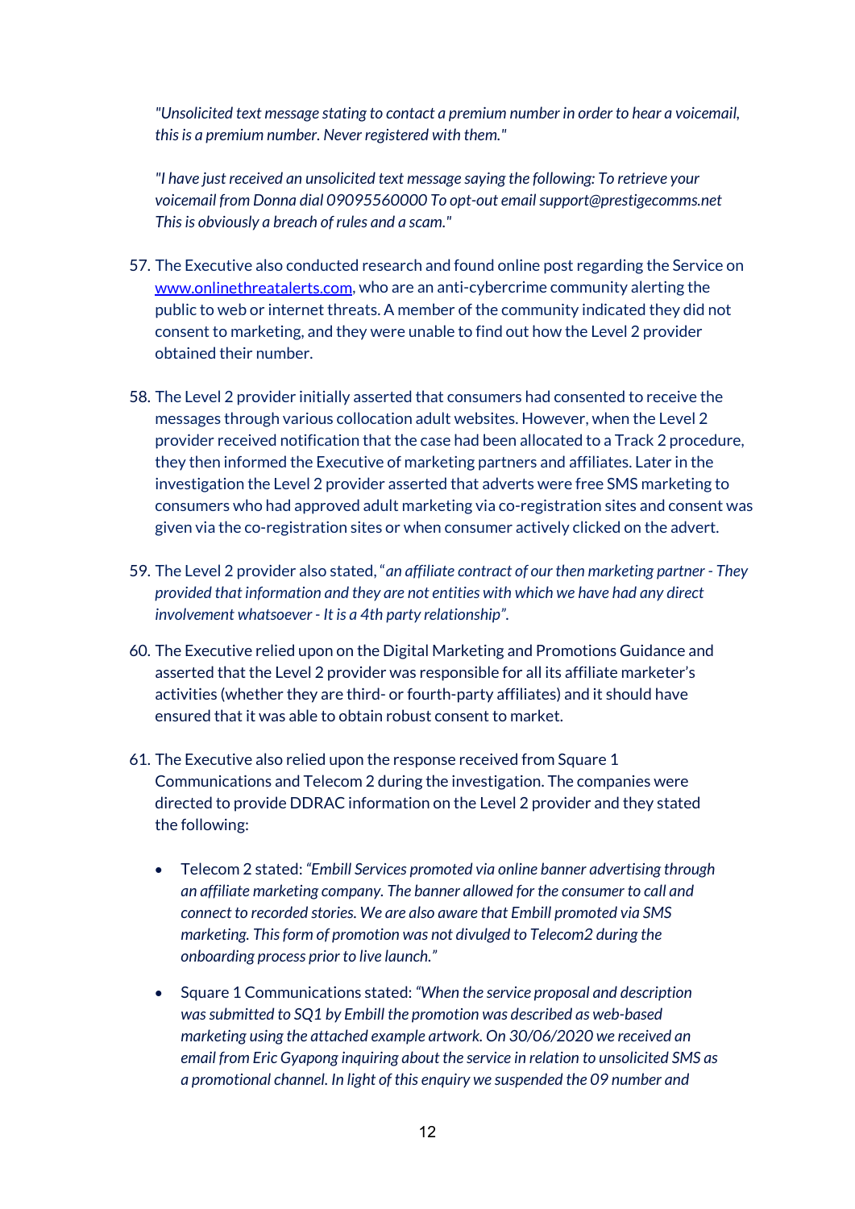*"Unsolicited text message stating to contact a premium number in order to hear a voicemail, this is a premium number. Never registered with them."*

*"I have just received an unsolicited text message saying the following: To retrieve your voicemail from Donna dial 09095560000 To opt-out email support@prestigecomms.net This is obviously a breach of rules and a scam."*

57. The Executive also conducted research and found online post regarding the Service on [www.onlinethreatalerts.com](www.onlinethreatalerts.com), who are an anti-cybercrime community alerting the public to web or internet threats. A member of the community indicated they did not consent to marketing, and they were unable to find out how the Level 2 provider obtained their number.

58. The Level 2 provider initially asserted that consumers had consented to receive the messages through various collocation adult websites. However, when the Level 2 provider received notification that the case had been allocated to a Track 2 procedure, they then informed the Executive of marketing partners and affiliates. Later in the investigation the Level 2 provider asserted that adverts were free SMS marketing to consumers who had approved adult marketing via co-registration sites and consent was given via the co-registration sites or when consumer actively clicked on the advert.

59. The Level 2 provider also stated, "*an affiliate contract of our then marketing partner - They provided that information and they are not entities with which we have had any direct involvement whatsoever - It is a 4th party relationship*".

60. The Executive relied upon on the Digital Marketing and Promotions Guidance and asserted that the Level 2 provider was responsible for all its affiliate marketer's activities (whether they are third- or fourth-party affiliates) and it should have ensured that it was able to obtain robust consent to market.

61. The Executive also relied upon the response received from Square 1 Communications and Telecom 2 during the investigation. The companies were directed to provide DDRAC information on the Level 2 provider and they stated the following:

    - Telecom 2 stated: *"Embill Services promoted via online banner advertising through an affiliate marketing company. The banner allowed for the consumer to call and connect to recorded stories. We are also aware that Embill promoted via SMS marketing. This form of promotion was not divulged to Telecom2 during the onboarding process prior to live launch."*

    - Square 1 Communications stated: *"When the service proposal and description was submitted to SQ1 by Embill the promotion was described as web-based marketing using the attached example artwork. On 30/06/2020 we received an email from Eric Gyapong inquiring about the service in relation to unsolicited SMS as a promotional channel. In light of this enquiry we suspended the 09 number and*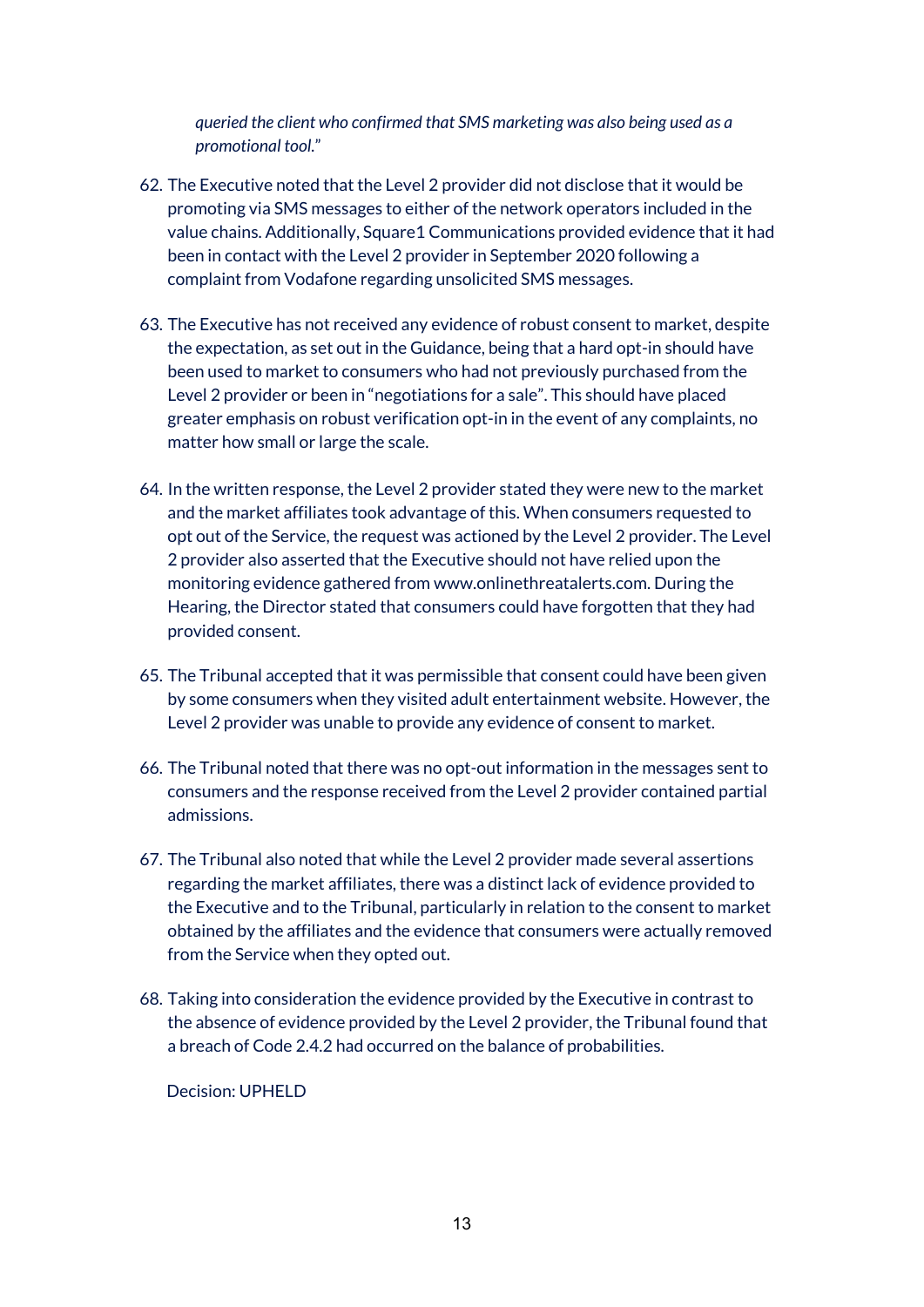*queried the client who confirmed that SMS marketing was also being used as a promotional tool."*

62. The Executive noted that the Level 2 provider did not disclose that it would be promoting via SMS messages to either of the network operators included in the value chains. Additionally, Square1 Communications provided evidence that it had been in contact with the Level 2 provider in September 2020 following a complaint from Vodafone regarding unsolicited SMS messages.

63. The Executive has not received any evidence of robust consent to market, despite the expectation, as set out in the Guidance, being that a hard opt-in should have been used to market to consumers who had not previously purchased from the Level 2 provider or been in "negotiations for a sale". This should have placed greater emphasis on robust verification opt-in in the event of any complaints, no matter how small or large the scale.

64. In the written response, the Level 2 provider stated they were new to the market and the market affiliates took advantage of this. When consumers requested to opt out of the Service, the request was actioned by the Level 2 provider. The Level 2 provider also asserted that the Executive should not have relied upon the monitoring evidence gathered from www.onlinethreatalerts.com. During the Hearing, the Director stated that consumers could have forgotten that they had provided consent.

65. The Tribunal accepted that it was permissible that consent could have been given by some consumers when they visited adult entertainment website. However, the Level 2 provider was unable to provide any evidence of consent to market.

66. The Tribunal noted that there was no opt-out information in the messages sent to consumers and the response received from the Level 2 provider contained partial admissions.

67. The Tribunal also noted that while the Level 2 provider made several assertions regarding the market affiliates, there was a distinct lack of evidence provided to the Executive and to the Tribunal, particularly in relation to the consent to market obtained by the affiliates and the evidence that consumers were actually removed from the Service when they opted out.

68. Taking into consideration the evidence provided by the Executive in contrast to the absence of evidence provided by the Level 2 provider, the Tribunal found that a breach of Code 2.4.2 had occurred on the balance of probabilities.

Decision: UPHELD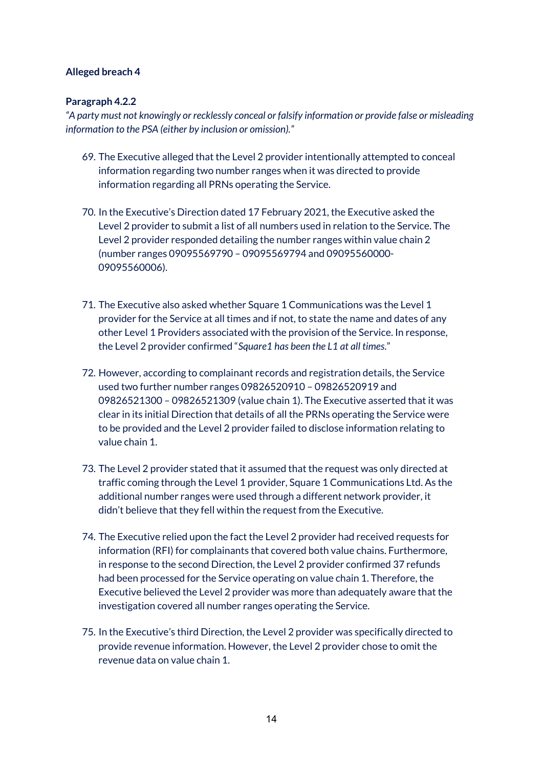**Alleged breach 4**

**Paragraph 4.2.2**

*"A party must not knowingly or recklessly conceal or falsify information or provide false or misleading information to the PSA (either by inclusion or omission)."*

69. The Executive alleged that the Level 2 provider intentionally attempted to conceal information regarding two number ranges when it was directed to provide information regarding all PRNs operating the Service.

70. In the Executive's Direction dated 17 February 2021, the Executive asked the Level 2 provider to submit a list of all numbers used in relation to the Service. The Level 2 provider responded detailing the number ranges within value chain 2 (number ranges 09095569790 – 09095569794 and 09095560000-09095560006).

71. The Executive also asked whether Square 1 Communications was the Level 1 provider for the Service at all times and if not, to state the name and dates of any other Level 1 Providers associated with the provision of the Service. In response, the Level 2 provider confirmed "*Square1 has been the L1 at all times.*"

72. However, according to complainant records and registration details, the Service used two further number ranges 09826520910 – 09826520919 and 09826521300 – 09826521309 (value chain 1). The Executive asserted that it was clear in its initial Direction that details of all the PRNs operating the Service were to be provided and the Level 2 provider failed to disclose information relating to value chain 1.

73. The Level 2 provider stated that it assumed that the request was only directed at traffic coming through the Level 1 provider, Square 1 Communications Ltd. As the additional number ranges were used through a different network provider, it didn't believe that they fell within the request from the Executive.

74. The Executive relied upon the fact the Level 2 provider had received requests for information (RFI) for complainants that covered both value chains. Furthermore, in response to the second Direction, the Level 2 provider confirmed 37 refunds had been processed for the Service operating on value chain 1. Therefore, the Executive believed the Level 2 provider was more than adequately aware that the investigation covered all number ranges operating the Service.

75. In the Executive's third Direction, the Level 2 provider was specifically directed to provide revenue information. However, the Level 2 provider chose to omit the revenue data on value chain 1.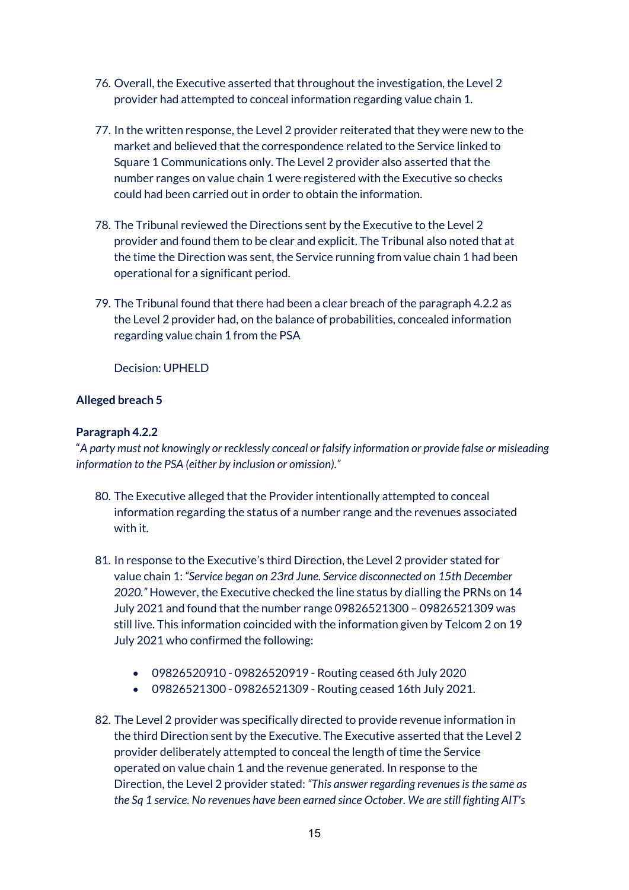76. Overall, the Executive asserted that throughout the investigation, the Level 2 provider had attempted to conceal information regarding value chain 1.

77. In the written response, the Level 2 provider reiterated that they were new to the market and believed that the correspondence related to the Service linked to Square 1 Communications only. The Level 2 provider also asserted that the number ranges on value chain 1 were registered with the Executive so checks could had been carried out in order to obtain the information.

78. The Tribunal reviewed the Directions sent by the Executive to the Level 2 provider and found them to be clear and explicit. The Tribunal also noted that at the time the Direction was sent, the Service running from value chain 1 had been operational for a significant period.

79. The Tribunal found that there had been a clear breach of the paragraph 4.2.2 as the Level 2 provider had, on the balance of probabilities, concealed information regarding value chain 1 from the PSA

    Decision: UPHELD

**Alleged breach 5**

**Paragraph 4.2.2**
"*A party must not knowingly or recklessly conceal or falsify information or provide false or misleading information to the PSA (either by inclusion or omission).*"

80. The Executive alleged that the Provider intentionally attempted to conceal information regarding the status of a number range and the revenues associated with it.

81. In response to the Executive's third Direction, the Level 2 provider stated for value chain 1: *"Service began on 23rd June. Service disconnected on 15th December 2020."* However, the Executive checked the line status by dialling the PRNs on 14 July 2021 and found that the number range 09826521300 – 09826521309 was still live. This information coincided with the information given by Telcom 2 on 19 July 2021 who confirmed the following:

    - 09826520910 - 09826520919 - Routing ceased 6th July 2020
    - 09826521300 - 09826521309 - Routing ceased 16th July 2021.

82. The Level 2 provider was specifically directed to provide revenue information in the third Direction sent by the Executive. The Executive asserted that the Level 2 provider deliberately attempted to conceal the length of time the Service operated on value chain 1 and the revenue generated. In response to the Direction, the Level 2 provider stated: *"This answer regarding revenues is the same as the Sq 1 service. No revenues have been earned since October. We are still fighting AIT's*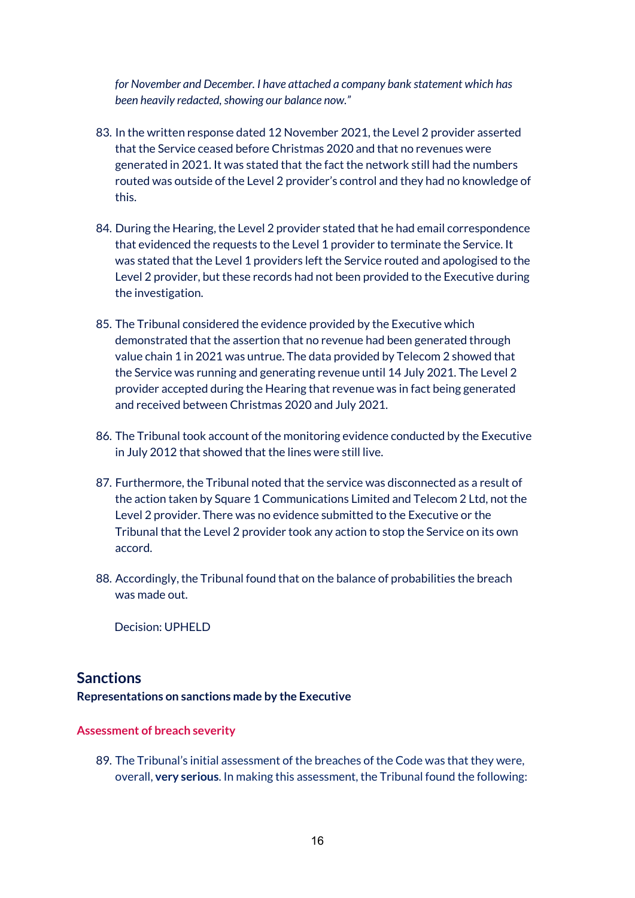*for November and December. I have attached a company bank statement which has been heavily redacted, showing our balance now."*

83. In the written response dated 12 November 2021, the Level 2 provider asserted that the Service ceased before Christmas 2020 and that no revenues were generated in 2021. It was stated that the fact the network still had the numbers routed was outside of the Level 2 provider's control and they had no knowledge of this.

84. During the Hearing, the Level 2 provider stated that he had email correspondence that evidenced the requests to the Level 1 provider to terminate the Service. It was stated that the Level 1 providers left the Service routed and apologised to the Level 2 provider, but these records had not been provided to the Executive during the investigation.

85. The Tribunal considered the evidence provided by the Executive which demonstrated that the assertion that no revenue had been generated through value chain 1 in 2021 was untrue. The data provided by Telecom 2 showed that the Service was running and generating revenue until 14 July 2021. The Level 2 provider accepted during the Hearing that revenue was in fact being generated and received between Christmas 2020 and July 2021.

86. The Tribunal took account of the monitoring evidence conducted by the Executive in July 2012 that showed that the lines were still live.

87. Furthermore, the Tribunal noted that the service was disconnected as a result of the action taken by Square 1 Communications Limited and Telecom 2 Ltd, not the Level 2 provider. There was no evidence submitted to the Executive or the Tribunal that the Level 2 provider took any action to stop the Service on its own accord.

88. Accordingly, the Tribunal found that on the balance of probabilities the breach was made out.

Decision: UPHELD

## Sanctions

**Representations on sanctions made by the Executive**

### Assessment of breach severity

89. The Tribunal's initial assessment of the breaches of the Code was that they were, overall, **very serious**. In making this assessment, the Tribunal found the following: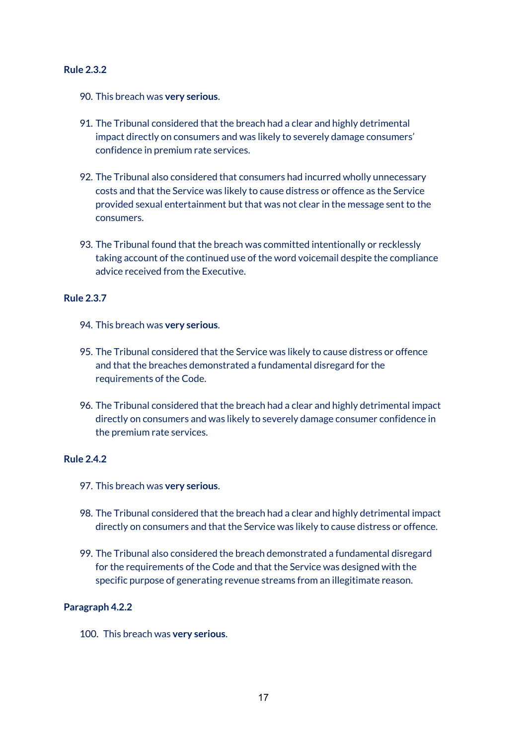**Rule 2.3.2**

90. This breach was **very serious**.

91. The Tribunal considered that the breach had a clear and highly detrimental impact directly on consumers and was likely to severely damage consumers' confidence in premium rate services.

92. The Tribunal also considered that consumers had incurred wholly unnecessary costs and that the Service was likely to cause distress or offence as the Service provided sexual entertainment but that was not clear in the message sent to the consumers.

93. The Tribunal found that the breach was committed intentionally or recklessly taking account of the continued use of the word voicemail despite the compliance advice received from the Executive.

**Rule 2.3.7**

94. This breach was **very serious**.

95. The Tribunal considered that the Service was likely to cause distress or offence and that the breaches demonstrated a fundamental disregard for the requirements of the Code.

96. The Tribunal considered that the breach had a clear and highly detrimental impact directly on consumers and was likely to severely damage consumer confidence in the premium rate services.

**Rule 2.4.2**

97. This breach was **very serious**.

98. The Tribunal considered that the breach had a clear and highly detrimental impact directly on consumers and that the Service was likely to cause distress or offence.

99. The Tribunal also considered the breach demonstrated a fundamental disregard for the requirements of the Code and that the Service was designed with the specific purpose of generating revenue streams from an illegitimate reason.

**Paragraph 4.2.2**

100. This breach was **very serious**.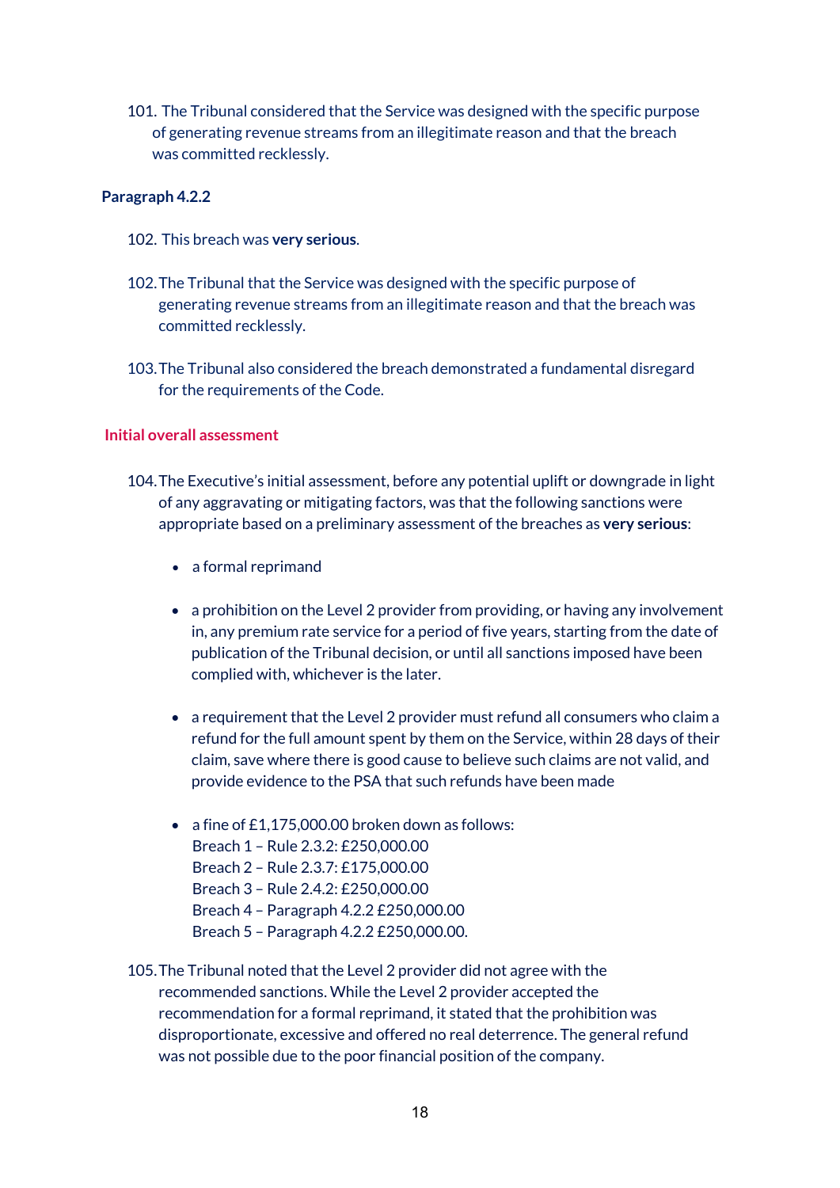101. The Tribunal considered that the Service was designed with the specific purpose of generating revenue streams from an illegitimate reason and that the breach was committed recklessly.

**Paragraph 4.2.2**

102. This breach was **very serious**.

102. The Tribunal that the Service was designed with the specific purpose of generating revenue streams from an illegitimate reason and that the breach was committed recklessly.

103. The Tribunal also considered the breach demonstrated a fundamental disregard for the requirements of the Code.

## Initial overall assessment

104. The Executive's initial assessment, before any potential uplift or downgrade in light of any aggravating or mitigating factors, was that the following sanctions were appropriate based on a preliminary assessment of the breaches as **very serious**:

- a formal reprimand
- a prohibition on the Level 2 provider from providing, or having any involvement in, any premium rate service for a period of five years, starting from the date of publication of the Tribunal decision, or until all sanctions imposed have been complied with, whichever is the later.
- a requirement that the Level 2 provider must refund all consumers who claim a refund for the full amount spent by them on the Service, within 28 days of their claim, save where there is good cause to believe such claims are not valid, and provide evidence to the PSA that such refunds have been made
- a fine of £1,175,000.00 broken down as follows:
  Breach 1 – Rule 2.3.2: £250,000.00
  Breach 2 – Rule 2.3.7: £175,000.00
  Breach 3 – Rule 2.4.2: £250,000.00
  Breach 4 – Paragraph 4.2.2 £250,000.00
  Breach 5 – Paragraph 4.2.2 £250,000.00.

105. The Tribunal noted that the Level 2 provider did not agree with the recommended sanctions. While the Level 2 provider accepted the recommendation for a formal reprimand, it stated that the prohibition was disproportionate, excessive and offered no real deterrence. The general refund was not possible due to the poor financial position of the company.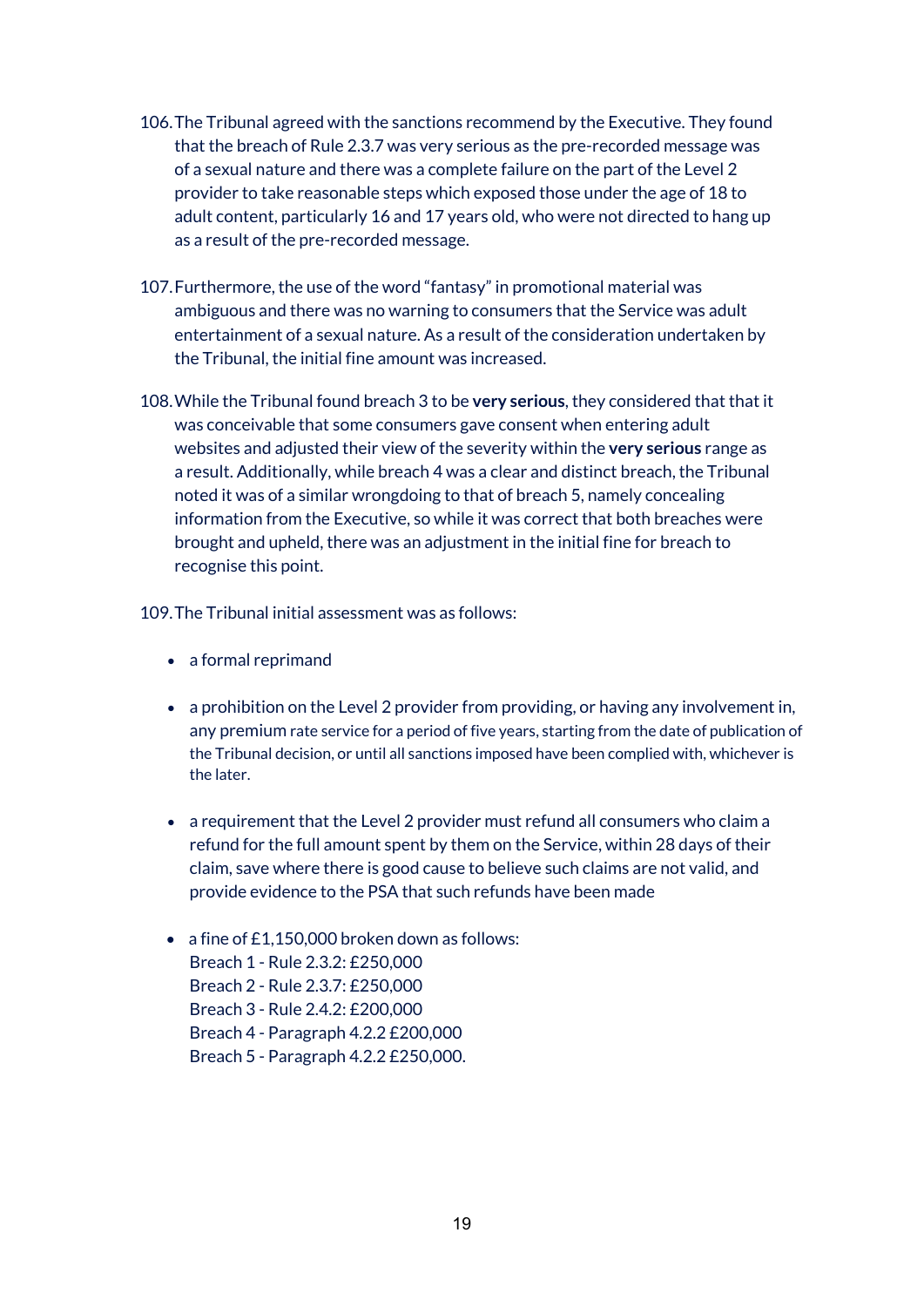106. The Tribunal agreed with the sanctions recommend by the Executive. They found that the breach of Rule 2.3.7 was very serious as the pre-recorded message was of a sexual nature and there was a complete failure on the part of the Level 2 provider to take reasonable steps which exposed those under the age of 18 to adult content, particularly 16 and 17 years old, who were not directed to hang up as a result of the pre-recorded message.

107. Furthermore, the use of the word "fantasy" in promotional material was ambiguous and there was no warning to consumers that the Service was adult entertainment of a sexual nature. As a result of the consideration undertaken by the Tribunal, the initial fine amount was increased.

108. While the Tribunal found breach 3 to be **very serious**, they considered that that it was conceivable that some consumers gave consent when entering adult websites and adjusted their view of the severity within the **very serious** range as a result. Additionally, while breach 4 was a clear and distinct breach, the Tribunal noted it was of a similar wrongdoing to that of breach 5, namely concealing information from the Executive, so while it was correct that both breaches were brought and upheld, there was an adjustment in the initial fine for breach to recognise this point.

109. The Tribunal initial assessment was as follows:

- a formal reprimand
- a prohibition on the Level 2 provider from providing, or having any involvement in, any premium rate service for a period of five years, starting from the date of publication of the Tribunal decision, or until all sanctions imposed have been complied with, whichever is the later.
- a requirement that the Level 2 provider must refund all consumers who claim a refund for the full amount spent by them on the Service, within 28 days of their claim, save where there is good cause to believe such claims are not valid, and provide evidence to the PSA that such refunds have been made
- a fine of £1,150,000 broken down as follows:
  Breach 1 - Rule 2.3.2: £250,000
  Breach 2 - Rule 2.3.7: £250,000
  Breach 3 - Rule 2.4.2: £200,000
  Breach 4 - Paragraph 4.2.2 £200,000
  Breach 5 - Paragraph 4.2.2 £250,000.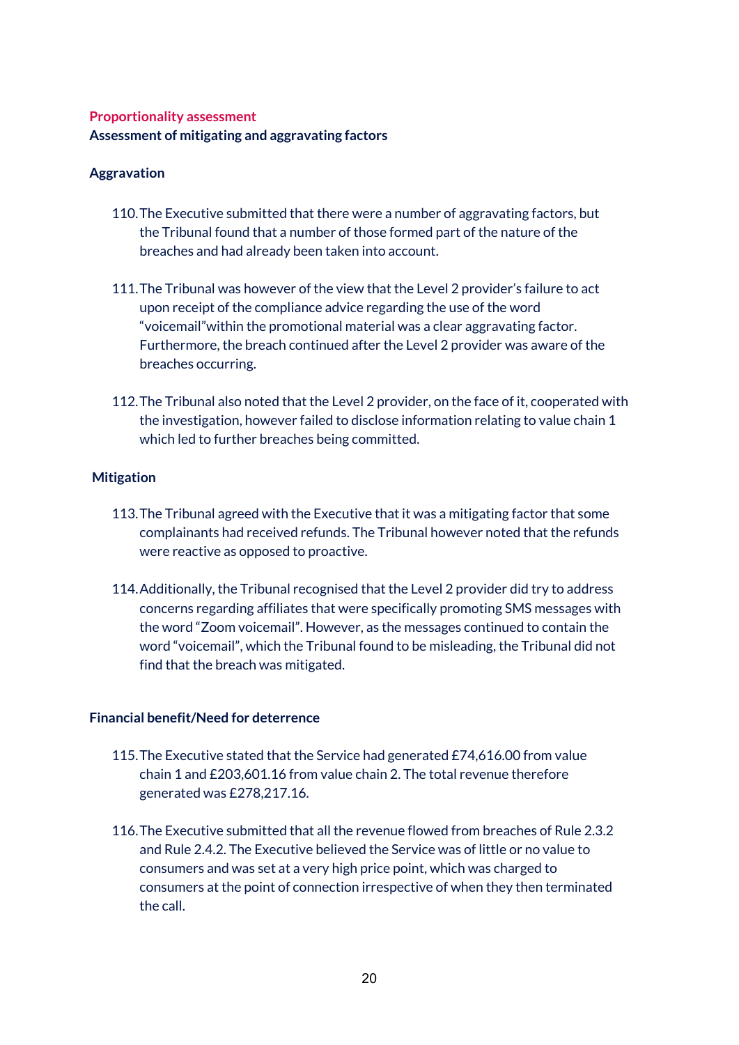## Proportionality assessment

### Assessment of mitigating and aggravating factors

#### Aggravation

110. The Executive submitted that there were a number of aggravating factors, but the Tribunal found that a number of those formed part of the nature of the breaches and had already been taken into account.

111. The Tribunal was however of the view that the Level 2 provider's failure to act upon receipt of the compliance advice regarding the use of the word "voicemail"within the promotional material was a clear aggravating factor. Furthermore, the breach continued after the Level 2 provider was aware of the breaches occurring.

112. The Tribunal also noted that the Level 2 provider, on the face of it, cooperated with the investigation, however failed to disclose information relating to value chain 1 which led to further breaches being committed.

#### Mitigation

113. The Tribunal agreed with the Executive that it was a mitigating factor that some complainants had received refunds. The Tribunal however noted that the refunds were reactive as opposed to proactive.

114. Additionally, the Tribunal recognised that the Level 2 provider did try to address concerns regarding affiliates that were specifically promoting SMS messages with the word "Zoom voicemail". However, as the messages continued to contain the word "voicemail", which the Tribunal found to be misleading, the Tribunal did not find that the breach was mitigated.

#### Financial benefit/Need for deterrence

115. The Executive stated that the Service had generated £74,616.00 from value chain 1 and £203,601.16 from value chain 2. The total revenue therefore generated was £278,217.16.

116. The Executive submitted that all the revenue flowed from breaches of Rule 2.3.2 and Rule 2.4.2. The Executive believed the Service was of little or no value to consumers and was set at a very high price point, which was charged to consumers at the point of connection irrespective of when they then terminated the call.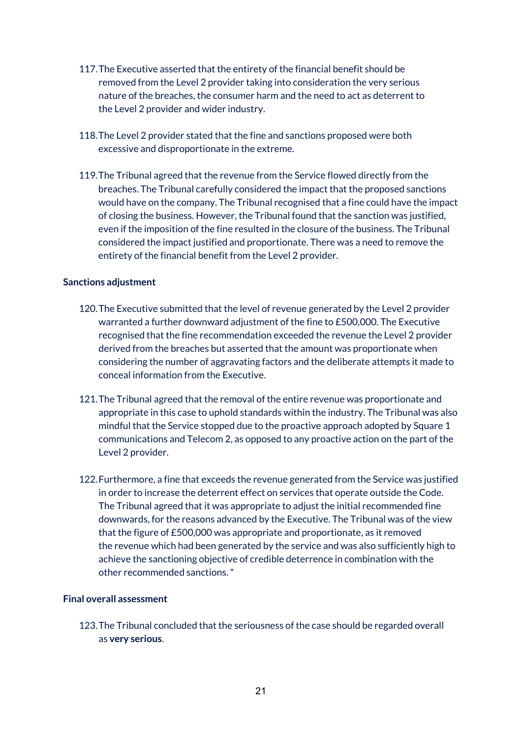117. The Executive asserted that the entirety of the financial benefit should be removed from the Level 2 provider taking into consideration the very serious nature of the breaches, the consumer harm and the need to act as deterrent to the Level 2 provider and wider industry.

118. The Level 2 provider stated that the fine and sanctions proposed were both excessive and disproportionate in the extreme.

119. The Tribunal agreed that the revenue from the Service flowed directly from the breaches. The Tribunal carefully considered the impact that the proposed sanctions would have on the company. The Tribunal recognised that a fine could have the impact of closing the business. However, the Tribunal found that the sanction was justified, even if the imposition of the fine resulted in the closure of the business. The Tribunal considered the impact justified and proportionate. There was a need to remove the entirety of the financial benefit from the Level 2 provider.

**Sanctions adjustment**

120. The Executive submitted that the level of revenue generated by the Level 2 provider warranted a further downward adjustment of the fine to £500,000. The Executive recognised that the fine recommendation exceeded the revenue the Level 2 provider derived from the breaches but asserted that the amount was proportionate when considering the number of aggravating factors and the deliberate attempts it made to conceal information from the Executive.

121. The Tribunal agreed that the removal of the entire revenue was proportionate and appropriate in this case to uphold standards within the industry. The Tribunal was also mindful that the Service stopped due to the proactive approach adopted by Square 1 communications and Telecom 2, as opposed to any proactive action on the part of the Level 2 provider.

122. Furthermore, a fine that exceeds the revenue generated from the Service was justified in order to increase the deterrent effect on services that operate outside the Code. The Tribunal agreed that it was appropriate to adjust the initial recommended fine downwards, for the reasons advanced by the Executive. The Tribunal was of the view that the figure of £500,000 was appropriate and proportionate, as it removed the revenue which had been generated by the service and was also sufficiently high to achieve the sanctioning objective of credible deterrence in combination with the other recommended sanctions. "

**Final overall assessment**

123. The Tribunal concluded that the seriousness of the case should be regarded overall as **very serious**.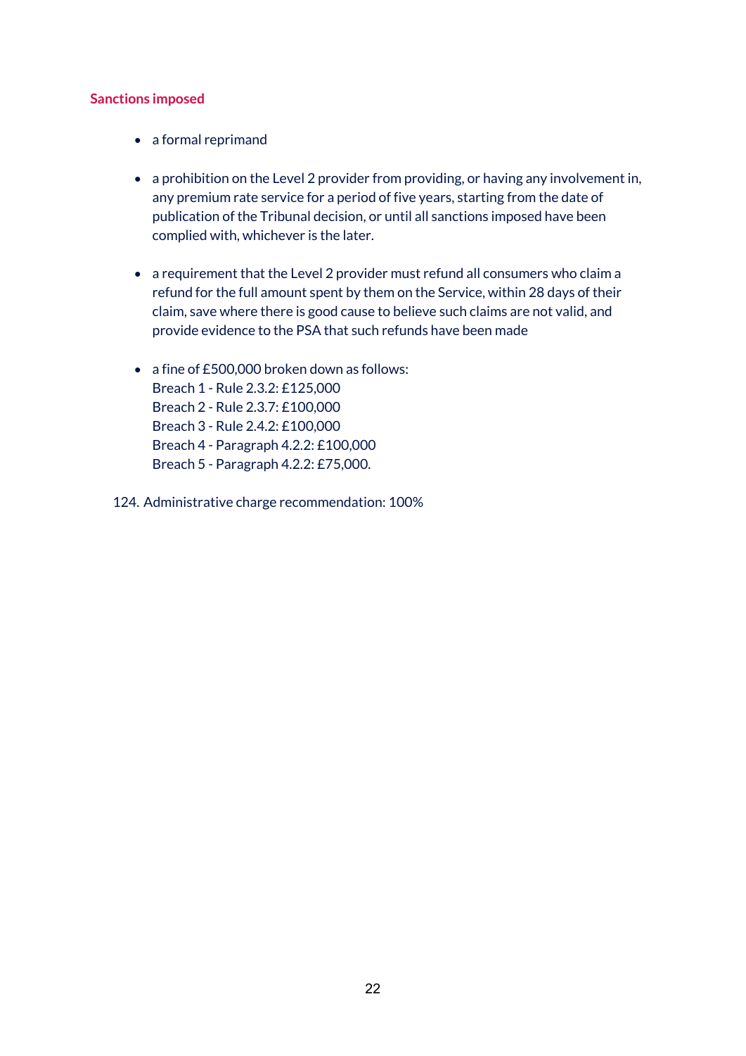### Sanctions imposed

- a formal reprimand
- a prohibition on the Level 2 provider from providing, or having any involvement in, any premium rate service for a period of five years, starting from the date of publication of the Tribunal decision, or until all sanctions imposed have been complied with, whichever is the later.
- a requirement that the Level 2 provider must refund all consumers who claim a refund for the full amount spent by them on the Service, within 28 days of their claim, save where there is good cause to believe such claims are not valid, and provide evidence to the PSA that such refunds have been made
- a fine of £500,000 broken down as follows:
  Breach 1 - Rule 2.3.2: £125,000
  Breach 2 - Rule 2.3.7: £100,000
  Breach 3 - Rule 2.4.2: £100,000
  Breach 4 - Paragraph 4.2.2: £100,000
  Breach 5 - Paragraph 4.2.2: £75,000.

124. Administrative charge recommendation: 100%